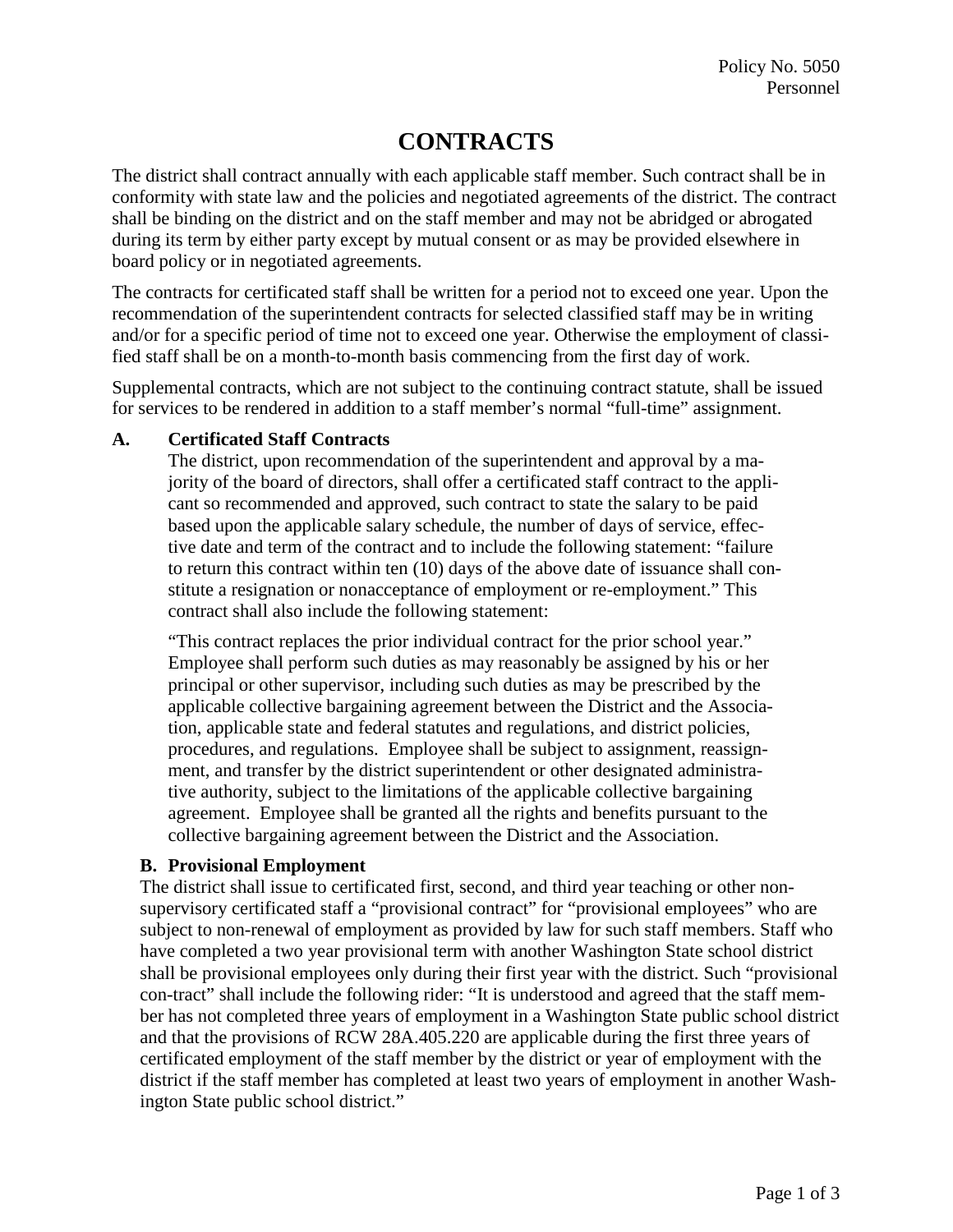Policy No. 5050
Personnel

# CONTRACTS

The district shall contract annually with each applicable staff member. Such contract shall be in conformity with state law and the policies and negotiated agreements of the district. The contract shall be binding on the district and on the staff member and may not be abridged or abrogated during its term by either party except by mutual consent or as may be provided elsewhere in board policy or in negotiated agreements.

The contracts for certificated staff shall be written for a period not to exceed one year. Upon the recommendation of the superintendent contracts for selected classified staff may be in writing and/or for a specific period of time not to exceed one year. Otherwise the employment of classified staff shall be on a month-to-month basis commencing from the first day of work.

Supplemental contracts, which are not subject to the continuing contract statute, shall be issued for services to be rendered in addition to a staff member's normal "full-time" assignment.

## A. Certificated Staff Contracts

The district, upon recommendation of the superintendent and approval by a majority of the board of directors, shall offer a certificated staff contract to the applicant so recommended and approved, such contract to state the salary to be paid based upon the applicable salary schedule, the number of days of service, effective date and term of the contract and to include the following statement: "failure to return this contract within ten (10) days of the above date of issuance shall constitute a resignation or nonacceptance of employment or re-employment." This contract shall also include the following statement:

"This contract replaces the prior individual contract for the prior school year." Employee shall perform such duties as may reasonably be assigned by his or her principal or other supervisor, including such duties as may be prescribed by the applicable collective bargaining agreement between the District and the Association, applicable state and federal statutes and regulations, and district policies, procedures, and regulations. Employee shall be subject to assignment, reassignment, and transfer by the district superintendent or other designated administrative authority, subject to the limitations of the applicable collective bargaining agreement. Employee shall be granted all the rights and benefits pursuant to the collective bargaining agreement between the District and the Association.

## B. Provisional Employment

The district shall issue to certificated first, second, and third year teaching or other non-supervisory certificated staff a "provisional contract" for "provisional employees" who are subject to non-renewal of employment as provided by law for such staff members. Staff who have completed a two year provisional term with another Washington State school district shall be provisional employees only during their first year with the district. Such "provisional con-tract" shall include the following rider: "It is understood and agreed that the staff member has not completed three years of employment in a Washington State public school district and that the provisions of RCW 28A.405.220 are applicable during the first three years of certificated employment of the staff member by the district or year of employment with the district if the staff member has completed at least two years of employment in another Washington State public school district."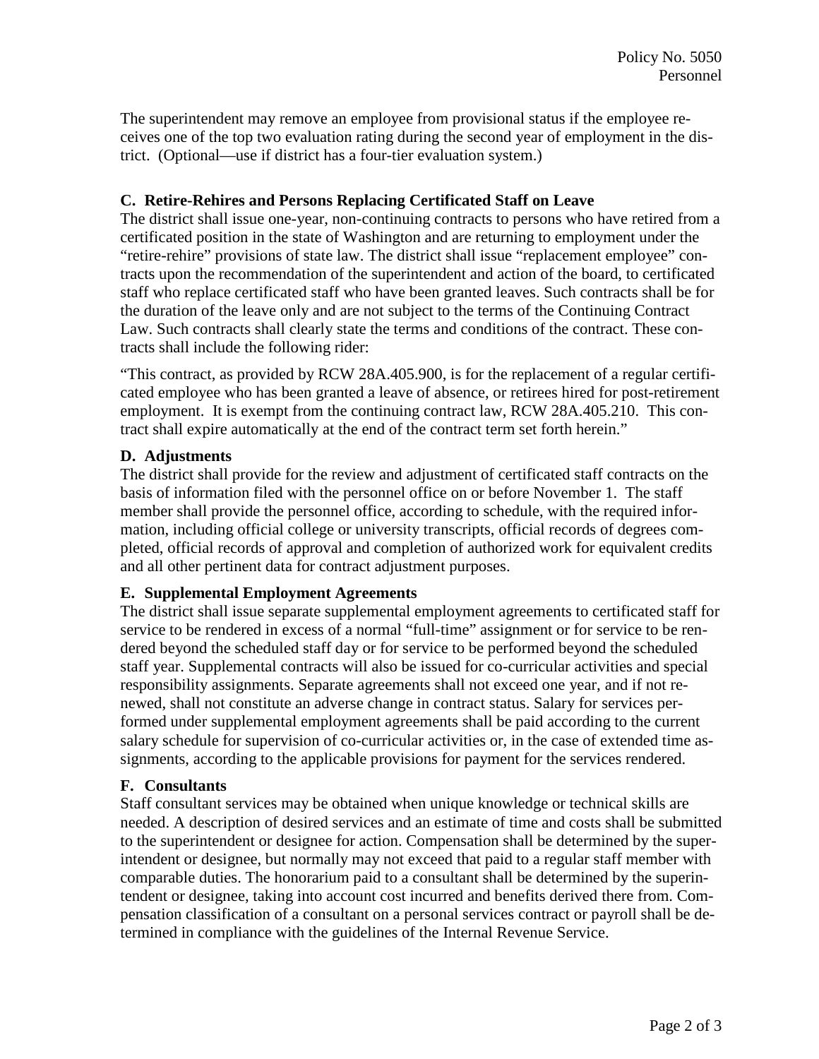The superintendent may remove an employee from provisional status if the employee receives one of the top two evaluation rating during the second year of employment in the district. (Optional—use if district has a four-tier evaluation system.)

### C. Retire-Rehires and Persons Replacing Certificated Staff on Leave

The district shall issue one-year, non-continuing contracts to persons who have retired from a certificated position in the state of Washington and are returning to employment under the "retire-rehire" provisions of state law. The district shall issue "replacement employee" contracts upon the recommendation of the superintendent and action of the board, to certificated staff who replace certificated staff who have been granted leaves. Such contracts shall be for the duration of the leave only and are not subject to the terms of the Continuing Contract Law. Such contracts shall clearly state the terms and conditions of the contract. These contracts shall include the following rider:

"This contract, as provided by RCW 28A.405.900, is for the replacement of a regular certificated employee who has been granted a leave of absence, or retirees hired for post-retirement employment. It is exempt from the continuing contract law, RCW 28A.405.210. This contract shall expire automatically at the end of the contract term set forth herein."

### D. Adjustments

The district shall provide for the review and adjustment of certificated staff contracts on the basis of information filed with the personnel office on or before November 1. The staff member shall provide the personnel office, according to schedule, with the required information, including official college or university transcripts, official records of degrees completed, official records of approval and completion of authorized work for equivalent credits and all other pertinent data for contract adjustment purposes.

### E. Supplemental Employment Agreements

The district shall issue separate supplemental employment agreements to certificated staff for service to be rendered in excess of a normal "full-time" assignment or for service to be rendered beyond the scheduled staff day or for service to be performed beyond the scheduled staff year. Supplemental contracts will also be issued for co-curricular activities and special responsibility assignments. Separate agreements shall not exceed one year, and if not renewed, shall not constitute an adverse change in contract status. Salary for services performed under supplemental employment agreements shall be paid according to the current salary schedule for supervision of co-curricular activities or, in the case of extended time assignments, according to the applicable provisions for payment for the services rendered.

### F. Consultants

Staff consultant services may be obtained when unique knowledge or technical skills are needed. A description of desired services and an estimate of time and costs shall be submitted to the superintendent or designee for action. Compensation shall be determined by the superintendent or designee, but normally may not exceed that paid to a regular staff member with comparable duties. The honorarium paid to a consultant shall be determined by the superintendent or designee, taking into account cost incurred and benefits derived there from. Compensation classification of a consultant on a personal services contract or payroll shall be determined in compliance with the guidelines of the Internal Revenue Service.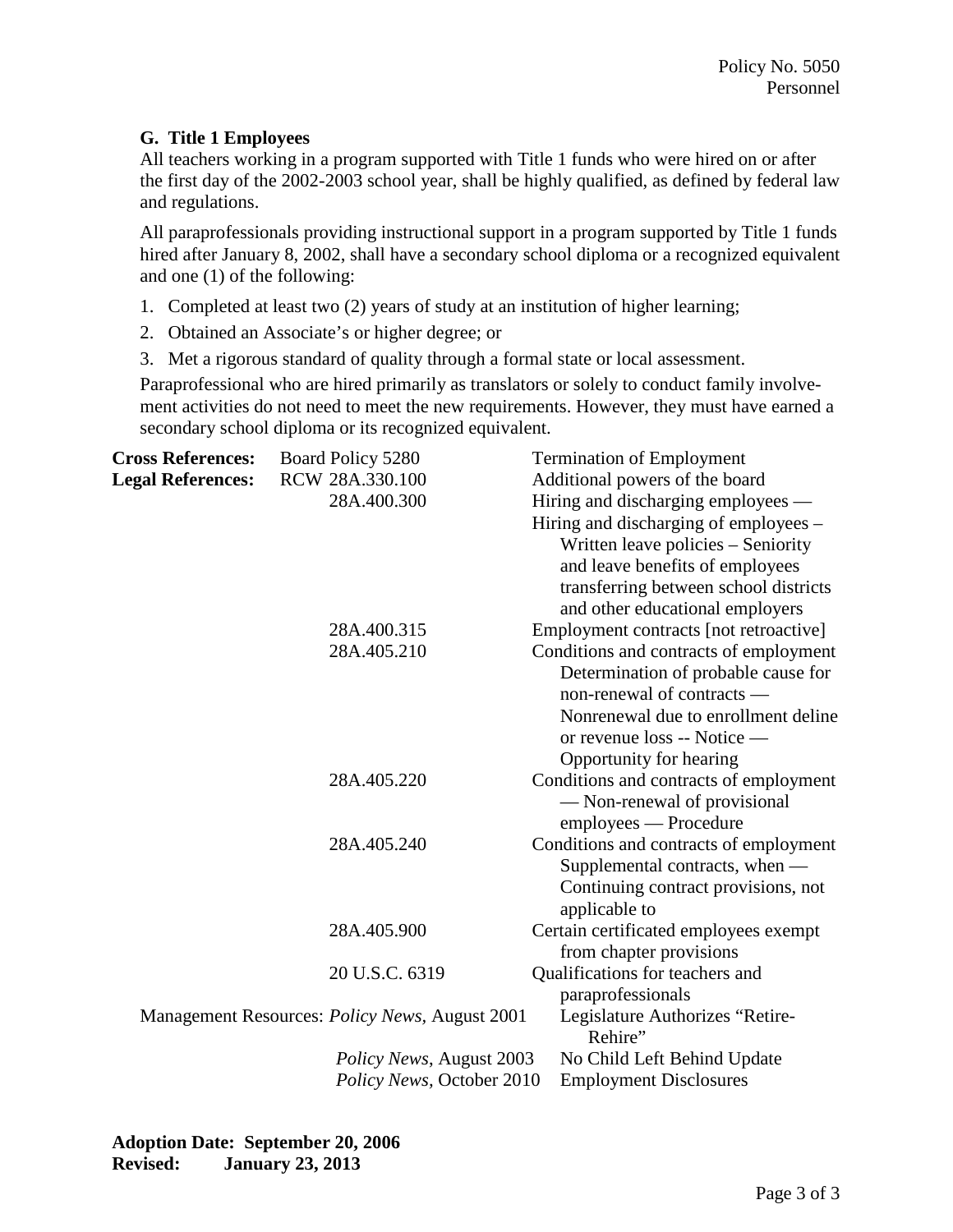### G. Title 1 Employees

All teachers working in a program supported with Title 1 funds who were hired on or after the first day of the 2002-2003 school year, shall be highly qualified, as defined by federal law and regulations.

All paraprofessionals providing instructional support in a program supported by Title 1 funds hired after January 8, 2002, shall have a secondary school diploma or a recognized equivalent and one (1) of the following:

1. Completed at least two (2) years of study at an institution of higher learning;
2. Obtained an Associate's or higher degree; or
3. Met a rigorous standard of quality through a formal state or local assessment.

Paraprofessional who are hired primarily as translators or solely to conduct family involvement activities do not need to meet the new requirements. However, they must have earned a secondary school diploma or its recognized equivalent.

| | | |
|---|---|---|
| **Cross References:** | Board Policy 5280 | Termination of Employment |
| **Legal References:** | RCW 28A.330.100 | Additional powers of the board |
| | 28A.400.300 | Hiring and discharging employees — Hiring and discharging of employees – Written leave policies – Seniority and leave benefits of employees transferring between school districts and other educational employers |
| | 28A.400.315 | Employment contracts [not retroactive] |
| | 28A.405.210 | Conditions and contracts of employment Determination of probable cause for non-renewal of contracts — Nonrenewal due to enrollment deline or revenue loss -- Notice — Opportunity for hearing |
| | 28A.405.220 | Conditions and contracts of employment — Non-renewal of provisional employees — Procedure |
| | 28A.405.240 | Conditions and contracts of employment Supplemental contracts, when — Continuing contract provisions, not applicable to |
| | 28A.405.900 | Certain certificated employees exempt from chapter provisions |
| | 20 U.S.C. 6319 | Qualifications for teachers and paraprofessionals |
| Management Resources: | *Policy News*, August 2001 | Legislature Authorizes "Retire-Rehire" |
| | *Policy News*, August 2003 | No Child Left Behind Update |
| | *Policy News*, October 2010 | Employment Disclosures |

**Adoption Date: September 20, 2006**
**Revised: January 23, 2013**